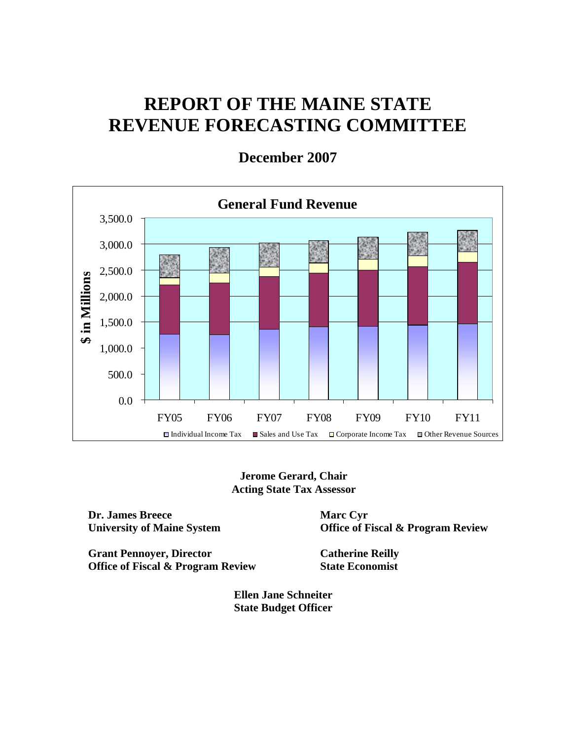# REPORT OF THE MAINE STATE REVENUE FORECASTING COMMITTEE

## December 2007

**General Fund Revenue**

$ in Millions

3,500.0
3,000.0
2,500.0
2,000.0
1,500.0
1,000.0
500.0
0.0

FY05 FY06 FY07 FY08 FY09 FY10 FY11

Individual Income Tax | Sales and Use Tax | Corporate Income Tax | Other Revenue Sources

**Jerome Gerard, Chair**
**Acting State Tax Assessor**

**Dr. James Breece**
**University of Maine System**

**Marc Cyr**
**Office of Fiscal & Program Review**

**Grant Pennoyer, Director**
**Office of Fiscal & Program Review**

**Catherine Reilly**
**State Economist**

**Ellen Jane Schneiter**
**State Budget Officer**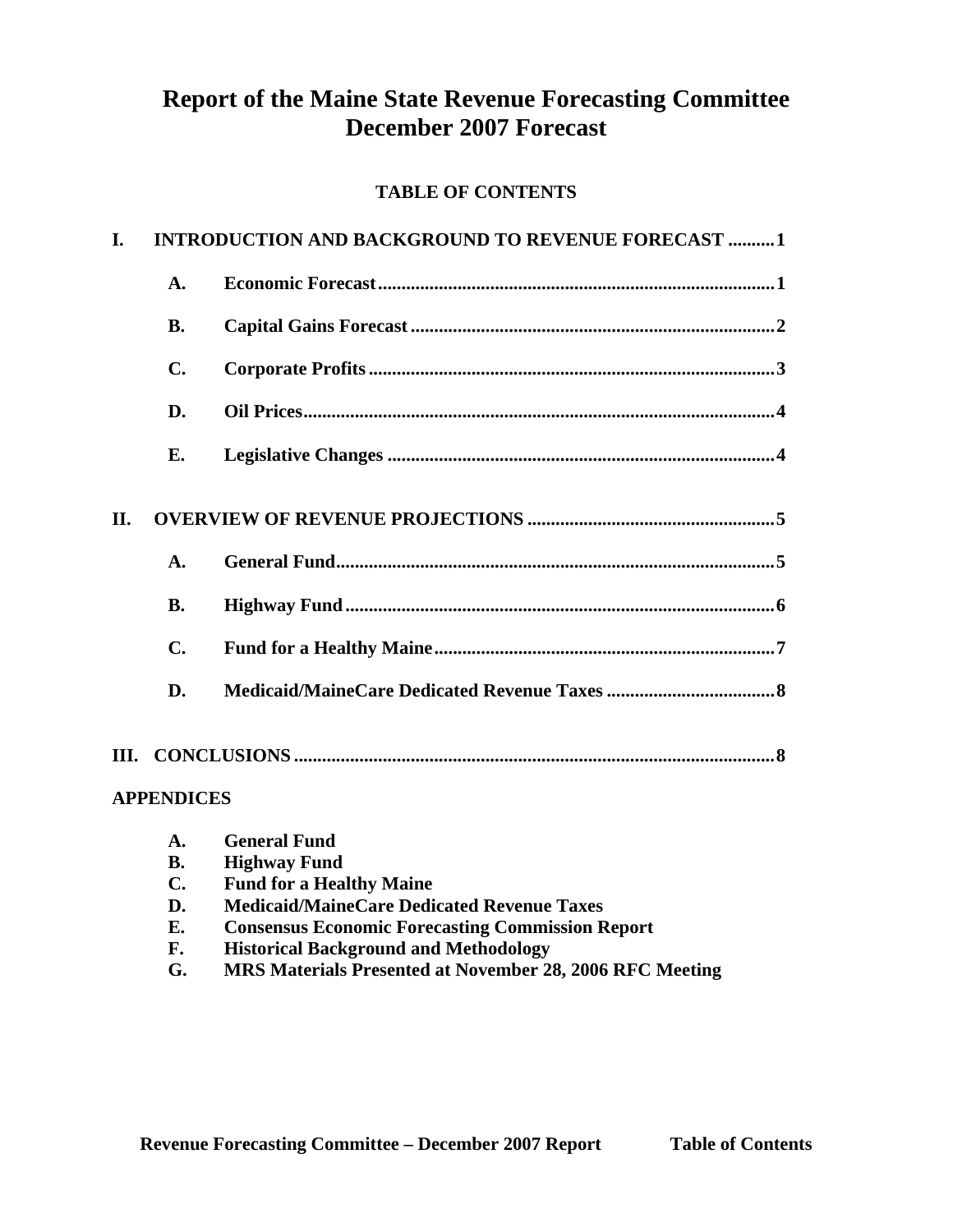# Report of the Maine State Revenue Forecasting Committee December 2007 Forecast

## TABLE OF CONTENTS

**I. INTRODUCTION AND BACKGROUND TO REVENUE FORECAST .........1**

- **A. Economic Forecast .....1**
- **B. Capital Gains Forecast .....2**
- **C. Corporate Profits .....3**
- **D. Oil Prices .....4**
- **E. Legislative Changes .....4**

**II. OVERVIEW OF REVENUE PROJECTIONS .....5**

- **A. General Fund .....5**
- **B. Highway Fund .....6**
- **C. Fund for a Healthy Maine .....7**
- **D. Medicaid/MaineCare Dedicated Revenue Taxes .....8**

**III. CONCLUSIONS .....8**

**APPENDICES**

- **A. General Fund**
- **B. Highway Fund**
- **C. Fund for a Healthy Maine**
- **D. Medicaid/MaineCare Dedicated Revenue Taxes**
- **E. Consensus Economic Forecasting Commission Report**
- **F. Historical Background and Methodology**
- **G. MRS Materials Presented at November 28, 2006 RFC Meeting**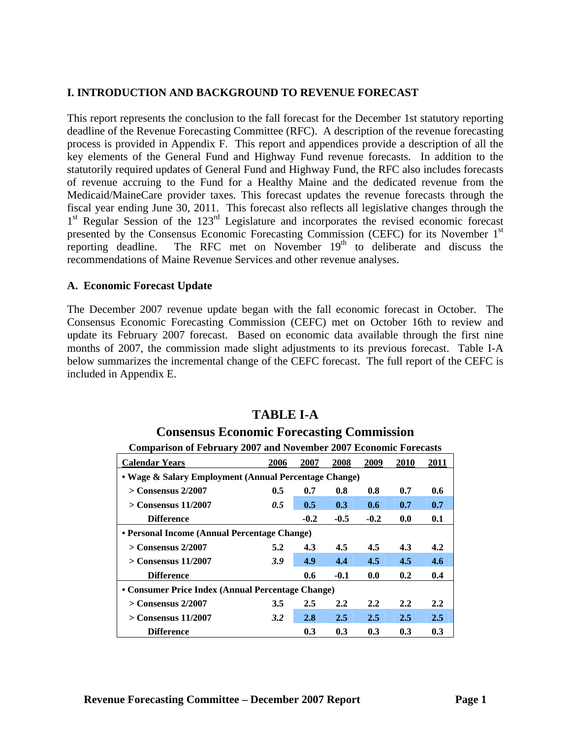## I. INTRODUCTION AND BACKGROUND TO REVENUE FORECAST

This report represents the conclusion to the fall forecast for the December 1st statutory reporting deadline of the Revenue Forecasting Committee (RFC). A description of the revenue forecasting process is provided in Appendix F. This report and appendices provide a description of all the key elements of the General Fund and Highway Fund revenue forecasts. In addition to the statutorily required updates of General Fund and Highway Fund, the RFC also includes forecasts of revenue accruing to the Fund for a Healthy Maine and the dedicated revenue from the Medicaid/MaineCare provider taxes. This forecast updates the revenue forecasts through the fiscal year ending June 30, 2011. This forecast also reflects all legislative changes through the 1st Regular Session of the 123rd Legislature and incorporates the revised economic forecast presented by the Consensus Economic Forecasting Commission (CEFC) for its November 1st reporting deadline. The RFC met on November 19th to deliberate and discuss the recommendations of Maine Revenue Services and other revenue analyses.

### A. Economic Forecast Update

The December 2007 revenue update began with the fall economic forecast in October. The Consensus Economic Forecasting Commission (CEFC) met on October 16th to review and update its February 2007 forecast. Based on economic data available through the first nine months of 2007, the commission made slight adjustments to its previous forecast. Table I-A below summarizes the incremental change of the CEFC forecast. The full report of the CEFC is included in Appendix E.

**TABLE I-A**

**Consensus Economic Forecasting Commission**

**Comparison of February 2007 and November 2007 Economic Forecasts**

| Calendar Years | 2006 | 2007 | 2008 | 2009 | 2010 | 2011 |
|---|---|---|---|---|---|---|
| **• Wage & Salary Employment (Annual Percentage Change)** | | | | | | |
| > Consensus 2/2007 | 0.5 | 0.7 | 0.8 | 0.8 | 0.7 | 0.6 |
| > Consensus 11/2007 | *0.5* | 0.5 | 0.3 | 0.6 | 0.7 | 0.7 |
| Difference | | -0.2 | -0.5 | -0.2 | 0.0 | 0.1 |
| **• Personal Income (Annual Percentage Change)** | | | | | | |
| > Consensus 2/2007 | 5.2 | 4.3 | 4.5 | 4.5 | 4.3 | 4.2 |
| > Consensus 11/2007 | *3.9* | 4.9 | 4.4 | 4.5 | 4.5 | 4.6 |
| Difference | | 0.6 | -0.1 | 0.0 | 0.2 | 0.4 |
| **• Consumer Price Index (Annual Percentage Change)** | | | | | | |
| > Consensus 2/2007 | 3.5 | 2.5 | 2.2 | 2.2 | 2.2 | 2.2 |
| > Consensus 11/2007 | *3.2* | 2.8 | 2.5 | 2.5 | 2.5 | 2.5 |
| Difference | | 0.3 | 0.3 | 0.3 | 0.3 | 0.3 |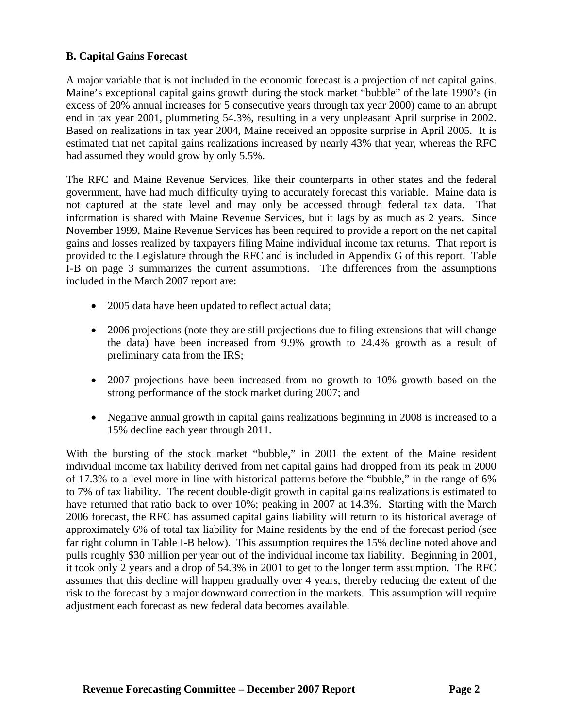### B. Capital Gains Forecast

A major variable that is not included in the economic forecast is a projection of net capital gains. Maine's exceptional capital gains growth during the stock market "bubble" of the late 1990's (in excess of 20% annual increases for 5 consecutive years through tax year 2000) came to an abrupt end in tax year 2001, plummeting 54.3%, resulting in a very unpleasant April surprise in 2002. Based on realizations in tax year 2004, Maine received an opposite surprise in April 2005. It is estimated that net capital gains realizations increased by nearly 43% that year, whereas the RFC had assumed they would grow by only 5.5%.

The RFC and Maine Revenue Services, like their counterparts in other states and the federal government, have had much difficulty trying to accurately forecast this variable. Maine data is not captured at the state level and may only be accessed through federal tax data. That information is shared with Maine Revenue Services, but it lags by as much as 2 years. Since November 1999, Maine Revenue Services has been required to provide a report on the net capital gains and losses realized by taxpayers filing Maine individual income tax returns. That report is provided to the Legislature through the RFC and is included in Appendix G of this report. Table I-B on page 3 summarizes the current assumptions. The differences from the assumptions included in the March 2007 report are:

- 2005 data have been updated to reflect actual data;
- 2006 projections (note they are still projections due to filing extensions that will change the data) have been increased from 9.9% growth to 24.4% growth as a result of preliminary data from the IRS;
- 2007 projections have been increased from no growth to 10% growth based on the strong performance of the stock market during 2007; and
- Negative annual growth in capital gains realizations beginning in 2008 is increased to a 15% decline each year through 2011.

With the bursting of the stock market "bubble," in 2001 the extent of the Maine resident individual income tax liability derived from net capital gains had dropped from its peak in 2000 of 17.3% to a level more in line with historical patterns before the "bubble," in the range of 6% to 7% of tax liability. The recent double-digit growth in capital gains realizations is estimated to have returned that ratio back to over 10%; peaking in 2007 at 14.3%. Starting with the March 2006 forecast, the RFC has assumed capital gains liability will return to its historical average of approximately 6% of total tax liability for Maine residents by the end of the forecast period (see far right column in Table I-B below). This assumption requires the 15% decline noted above and pulls roughly $30 million per year out of the individual income tax liability. Beginning in 2001, it took only 2 years and a drop of 54.3% in 2001 to get to the longer term assumption. The RFC assumes that this decline will happen gradually over 4 years, thereby reducing the extent of the risk to the forecast by a major downward correction in the markets. This assumption will require adjustment each forecast as new federal data becomes available.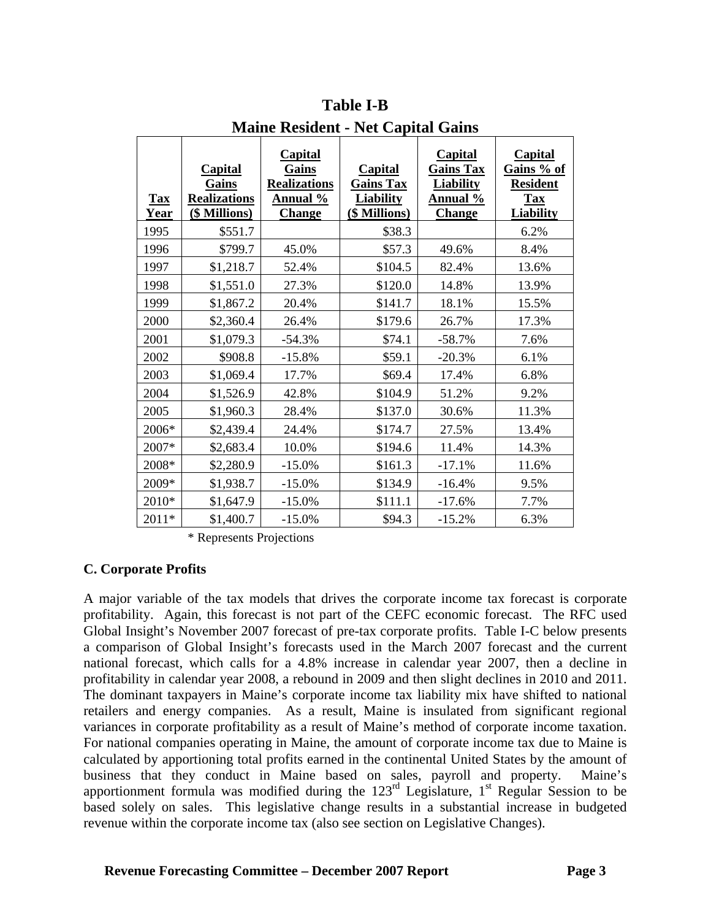## Table I-B
### Maine Resident - Net Capital Gains

| Tax Year | Capital Gains Realizations ($ Millions) | Capital Gains Realizations Annual % Change | Capital Gains Tax Liability ($ Millions) | Capital Gains Tax Liability Annual % Change | Capital Gains % of Resident Tax Liability |
|---|---|---|---|---|---|
| 1995 | $551.7 | | $38.3 | | 6.2% |
| 1996 | $799.7 | 45.0% | $57.3 | 49.6% | 8.4% |
| 1997 | $1,218.7 | 52.4% | $104.5 | 82.4% | 13.6% |
| 1998 | $1,551.0 | 27.3% | $120.0 | 14.8% | 13.9% |
| 1999 | $1,867.2 | 20.4% | $141.7 | 18.1% | 15.5% |
| 2000 | $2,360.4 | 26.4% | $179.6 | 26.7% | 17.3% |
| 2001 | $1,079.3 | -54.3% | $74.1 | -58.7% | 7.6% |
| 2002 | $908.8 | -15.8% | $59.1 | -20.3% | 6.1% |
| 2003 | $1,069.4 | 17.7% | $69.4 | 17.4% | 6.8% |
| 2004 | $1,526.9 | 42.8% | $104.9 | 51.2% | 9.2% |
| 2005 | $1,960.3 | 28.4% | $137.0 | 30.6% | 11.3% |
| 2006* | $2,439.4 | 24.4% | $174.7 | 27.5% | 13.4% |
| 2007* | $2,683.4 | 10.0% | $194.6 | 11.4% | 14.3% |
| 2008* | $2,280.9 | -15.0% | $161.3 | -17.1% | 11.6% |
| 2009* | $1,938.7 | -15.0% | $134.9 | -16.4% | 9.5% |
| 2010* | $1,647.9 | -15.0% | $111.1 | -17.6% | 7.7% |
| 2011* | $1,400.7 | -15.0% | $94.3 | -15.2% | 6.3% |

\* Represents Projections

### C. Corporate Profits

A major variable of the tax models that drives the corporate income tax forecast is corporate profitability. Again, this forecast is not part of the CEFC economic forecast. The RFC used Global Insight's November 2007 forecast of pre-tax corporate profits. Table I-C below presents a comparison of Global Insight's forecasts used in the March 2007 forecast and the current national forecast, which calls for a 4.8% increase in calendar year 2007, then a decline in profitability in calendar year 2008, a rebound in 2009 and then slight declines in 2010 and 2011. The dominant taxpayers in Maine's corporate income tax liability mix have shifted to national retailers and energy companies. As a result, Maine is insulated from significant regional variances in corporate profitability as a result of Maine's method of corporate income taxation. For national companies operating in Maine, the amount of corporate income tax due to Maine is calculated by apportioning total profits earned in the continental United States by the amount of business that they conduct in Maine based on sales, payroll and property. Maine's apportionment formula was modified during the 123rd Legislature, 1st Regular Session to be based solely on sales. This legislative change results in a substantial increase in budgeted revenue within the corporate income tax (also see section on Legislative Changes).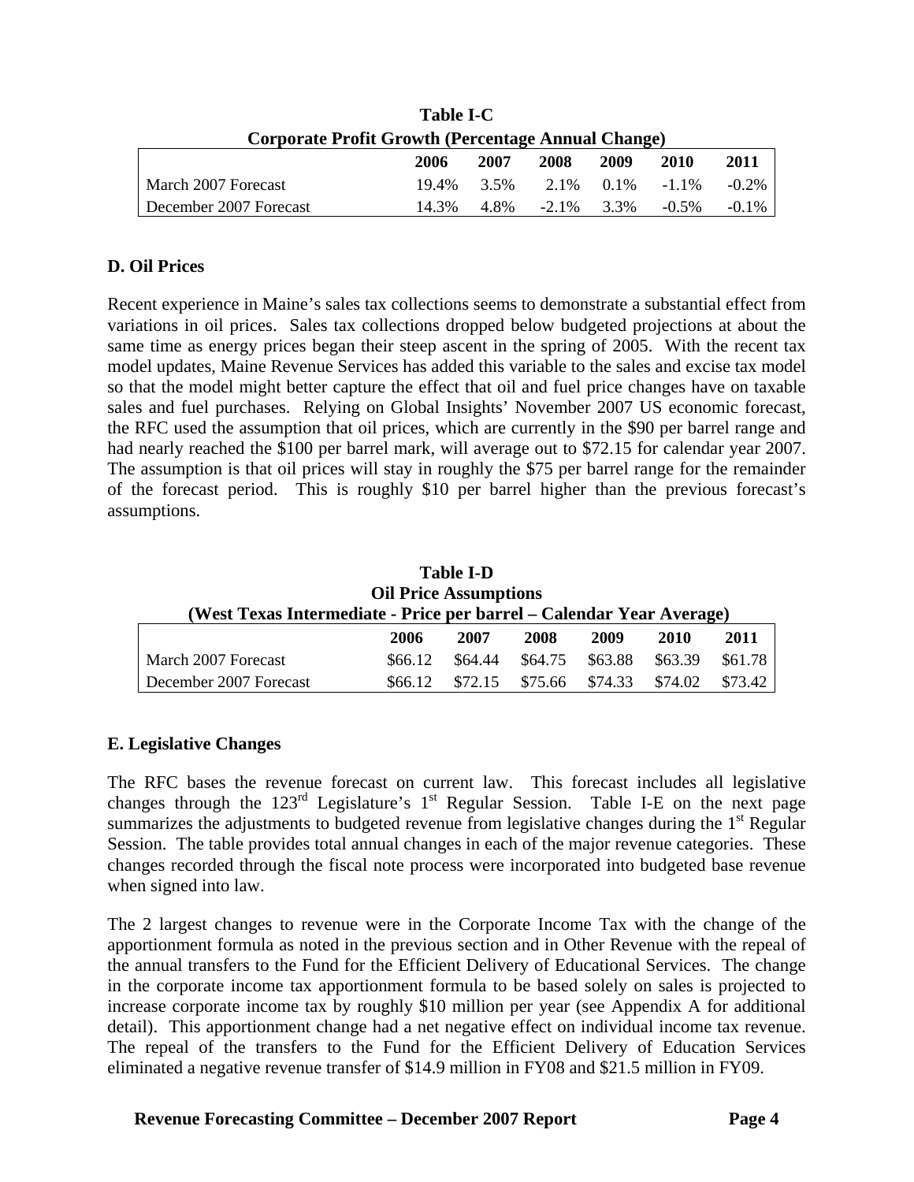**Table I-C**
**Corporate Profit Growth (Percentage Annual Change)**

| | 2006 | 2007 | 2008 | 2009 | 2010 | 2011 |
|---|---|---|---|---|---|---|
| March 2007 Forecast | 19.4% | 3.5% | 2.1% | 0.1% | -1.1% | -0.2% |
| December 2007 Forecast | 14.3% | 4.8% | -2.1% | 3.3% | -0.5% | -0.1% |

## D. Oil Prices

Recent experience in Maine's sales tax collections seems to demonstrate a substantial effect from variations in oil prices. Sales tax collections dropped below budgeted projections at about the same time as energy prices began their steep ascent in the spring of 2005. With the recent tax model updates, Maine Revenue Services has added this variable to the sales and excise tax model so that the model might better capture the effect that oil and fuel price changes have on taxable sales and fuel purchases. Relying on Global Insights' November 2007 US economic forecast, the RFC used the assumption that oil prices, which are currently in the $90 per barrel range and had nearly reached the $100 per barrel mark, will average out to $72.15 for calendar year 2007. The assumption is that oil prices will stay in roughly the $75 per barrel range for the remainder of the forecast period. This is roughly $10 per barrel higher than the previous forecast's assumptions.

**Table I-D**
**Oil Price Assumptions**
**(West Texas Intermediate - Price per barrel – Calendar Year Average)**

| | 2006 | 2007 | 2008 | 2009 | 2010 | 2011 |
|---|---|---|---|---|---|---|
| March 2007 Forecast | $66.12 | $64.44 | $64.75 | $63.88 | $63.39 | $61.78 |
| December 2007 Forecast | $66.12 | $72.15 | $75.66 | $74.33 | $74.02 | $73.42 |

## E. Legislative Changes

The RFC bases the revenue forecast on current law. This forecast includes all legislative changes through the 123rd Legislature's 1st Regular Session. Table I-E on the next page summarizes the adjustments to budgeted revenue from legislative changes during the 1st Regular Session. The table provides total annual changes in each of the major revenue categories. These changes recorded through the fiscal note process were incorporated into budgeted base revenue when signed into law.

The 2 largest changes to revenue were in the Corporate Income Tax with the change of the apportionment formula as noted in the previous section and in Other Revenue with the repeal of the annual transfers to the Fund for the Efficient Delivery of Educational Services. The change in the corporate income tax apportionment formula to be based solely on sales is projected to increase corporate income tax by roughly $10 million per year (see Appendix A for additional detail). This apportionment change had a net negative effect on individual income tax revenue. The repeal of the transfers to the Fund for the Efficient Delivery of Education Services eliminated a negative revenue transfer of $14.9 million in FY08 and $21.5 million in FY09.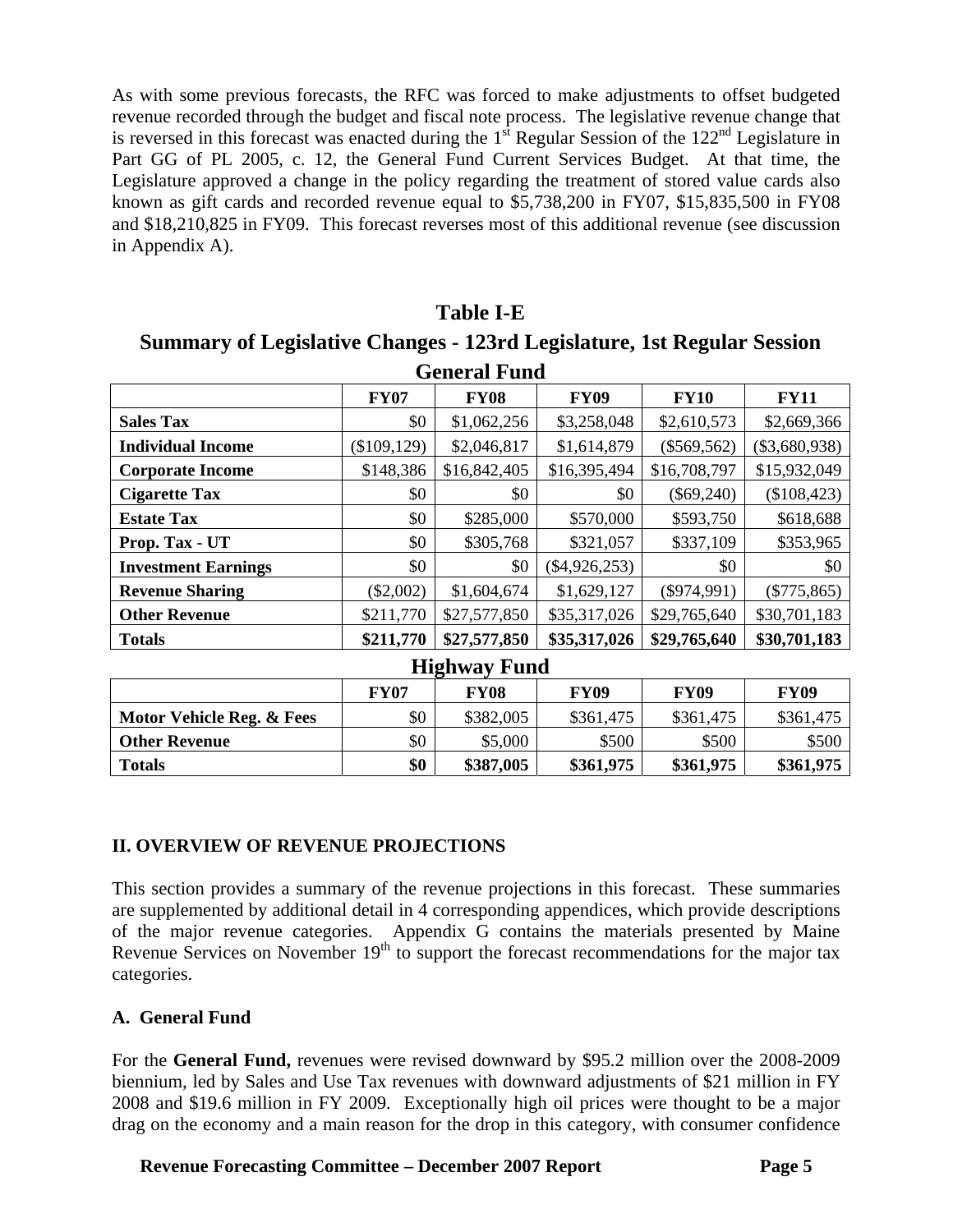As with some previous forecasts, the RFC was forced to make adjustments to offset budgeted revenue recorded through the budget and fiscal note process. The legislative revenue change that is reversed in this forecast was enacted during the 1st Regular Session of the 122nd Legislature in Part GG of PL 2005, c. 12, the General Fund Current Services Budget. At that time, the Legislature approved a change in the policy regarding the treatment of stored value cards also known as gift cards and recorded revenue equal to $5,738,200 in FY07, $15,835,500 in FY08 and $18,210,825 in FY09. This forecast reverses most of this additional revenue (see discussion in Appendix A).

## Table I-E

### Summary of Legislative Changes - 123rd Legislature, 1st Regular Session

**General Fund**

| | FY07 | FY08 | FY09 | FY10 | FY11 |
|---|---|---|---|---|---|
| **Sales Tax** | $0 | $1,062,256 | $3,258,048 | $2,610,573 | $2,669,366 |
| **Individual Income** | ($109,129) | $2,046,817 | $1,614,879 | ($569,562) | ($3,680,938) |
| **Corporate Income** | $148,386 | $16,842,405 | $16,395,494 | $16,708,797 | $15,932,049 |
| **Cigarette Tax** | $0 | $0 | $0 | ($69,240) | ($108,423) |
| **Estate Tax** | $0 | $285,000 | $570,000 | $593,750 | $618,688 |
| **Prop. Tax - UT** | $0 | $305,768 | $321,057 | $337,109 | $353,965 |
| **Investment Earnings** | $0 | $0 | ($4,926,253) | $0 | $0 |
| **Revenue Sharing** | ($2,002) | $1,604,674 | $1,629,127 | ($974,991) | ($775,865) |
| **Other Revenue** | $211,770 | $27,577,850 | $35,317,026 | $29,765,640 | $30,701,183 |
| **Totals** | **$211,770** | **$27,577,850** | **$35,317,026** | **$29,765,640** | **$30,701,183** |

**Highway Fund**

| | FY07 | FY08 | FY09 | FY09 | FY09 |
|---|---|---|---|---|---|
| **Motor Vehicle Reg. & Fees** | $0 | $382,005 | $361,475 | $361,475 | $361,475 |
| **Other Revenue** | $0 | $5,000 | $500 | $500 | $500 |
| **Totals** | **$0** | **$387,005** | **$361,975** | **$361,975** | **$361,975** |

## II. OVERVIEW OF REVENUE PROJECTIONS

This section provides a summary of the revenue projections in this forecast. These summaries are supplemented by additional detail in 4 corresponding appendices, which provide descriptions of the major revenue categories. Appendix G contains the materials presented by Maine Revenue Services on November 19th to support the forecast recommendations for the major tax categories.

### A. General Fund

For the **General Fund,** revenues were revised downward by $95.2 million over the 2008-2009 biennium, led by Sales and Use Tax revenues with downward adjustments of $21 million in FY 2008 and $19.6 million in FY 2009. Exceptionally high oil prices were thought to be a major drag on the economy and a main reason for the drop in this category, with consumer confidence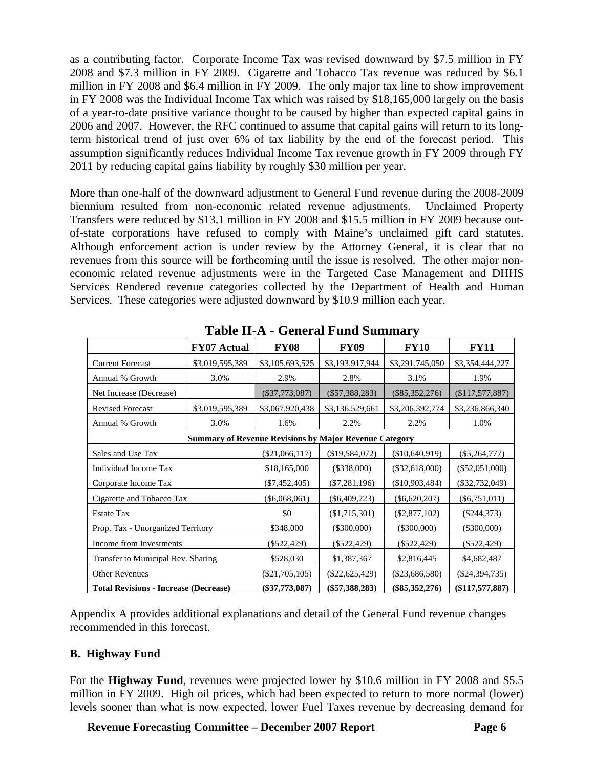as a contributing factor. Corporate Income Tax was revised downward by $7.5 million in FY 2008 and $7.3 million in FY 2009. Cigarette and Tobacco Tax revenue was reduced by $6.1 million in FY 2008 and $6.4 million in FY 2009. The only major tax line to show improvement in FY 2008 was the Individual Income Tax which was raised by $18,165,000 largely on the basis of a year-to-date positive variance thought to be caused by higher than expected capital gains in 2006 and 2007. However, the RFC continued to assume that capital gains will return to its long-term historical trend of just over 6% of tax liability by the end of the forecast period. This assumption significantly reduces Individual Income Tax revenue growth in FY 2009 through FY 2011 by reducing capital gains liability by roughly $30 million per year.

More than one-half of the downward adjustment to General Fund revenue during the 2008-2009 biennium resulted from non-economic related revenue adjustments. Unclaimed Property Transfers were reduced by $13.1 million in FY 2008 and $15.5 million in FY 2009 because out-of-state corporations have refused to comply with Maine's unclaimed gift card statutes. Although enforcement action is under review by the Attorney General, it is clear that no revenues from this source will be forthcoming until the issue is resolved. The other major non-economic related revenue adjustments were in the Targeted Case Management and DHHS Services Rendered revenue categories collected by the Department of Health and Human Services. These categories were adjusted downward by $10.9 million each year.

**Table II-A - General Fund Summary**

| | FY07 Actual | FY08 | FY09 | FY10 | FY11 |
|---|---|---|---|---|---|
| Current Forecast | $3,019,595,389 | $3,105,693,525 | $3,193,917,944 | $3,291,745,050 | $3,354,444,227 |
| Annual % Growth | 3.0% | 2.9% | 2.8% | 3.1% | 1.9% |
| Net Increase (Decrease) | | ($37,773,087) | ($57,388,283) | ($85,352,276) | ($117,577,887) |
| Revised Forecast | $3,019,595,389 | $3,067,920,438 | $3,136,529,661 | $3,206,392,774 | $3,236,866,340 |
| Annual % Growth | 3.0% | 1.6% | 2.2% | 2.2% | 1.0% |
| **Summary of Revenue Revisions by Major Revenue Category** | | | | | |
| Sales and Use Tax | | ($21,066,117) | ($19,584,072) | ($10,640,919) | ($5,264,777) |
| Individual Income Tax | | $18,165,000 | ($338,000) | ($32,618,000) | ($52,051,000) |
| Corporate Income Tax | | ($7,452,405) | ($7,281,196) | ($10,903,484) | ($32,732,049) |
| Cigarette and Tobacco Tax | | ($6,068,061) | ($6,409,223) | ($6,620,207) | ($6,751,011) |
| Estate Tax | | $0 | ($1,715,301) | ($2,877,102) | ($244,373) |
| Prop. Tax - Unorganized Territory | | $348,000 | ($300,000) | ($300,000) | ($300,000) |
| Income from Investments | | ($522,429) | ($522,429) | ($522,429) | ($522,429) |
| Transfer to Municipal Rev. Sharing | | $528,030 | $1,387,367 | $2,816,445 | $4,682,487 |
| Other Revenues | | ($21,705,105) | ($22,625,429) | ($23,686,580) | ($24,394,735) |
| **Total Revisions - Increase (Decrease)** | | **($37,773,087)** | **($57,388,283)** | **($85,352,276)** | **($117,577,887)** |

Appendix A provides additional explanations and detail of the General Fund revenue changes recommended in this forecast.

**B. Highway Fund**

For the **Highway Fund**, revenues were projected lower by $10.6 million in FY 2008 and $5.5 million in FY 2009. High oil prices, which had been expected to return to more normal (lower) levels sooner than what is now expected, lower Fuel Taxes revenue by decreasing demand for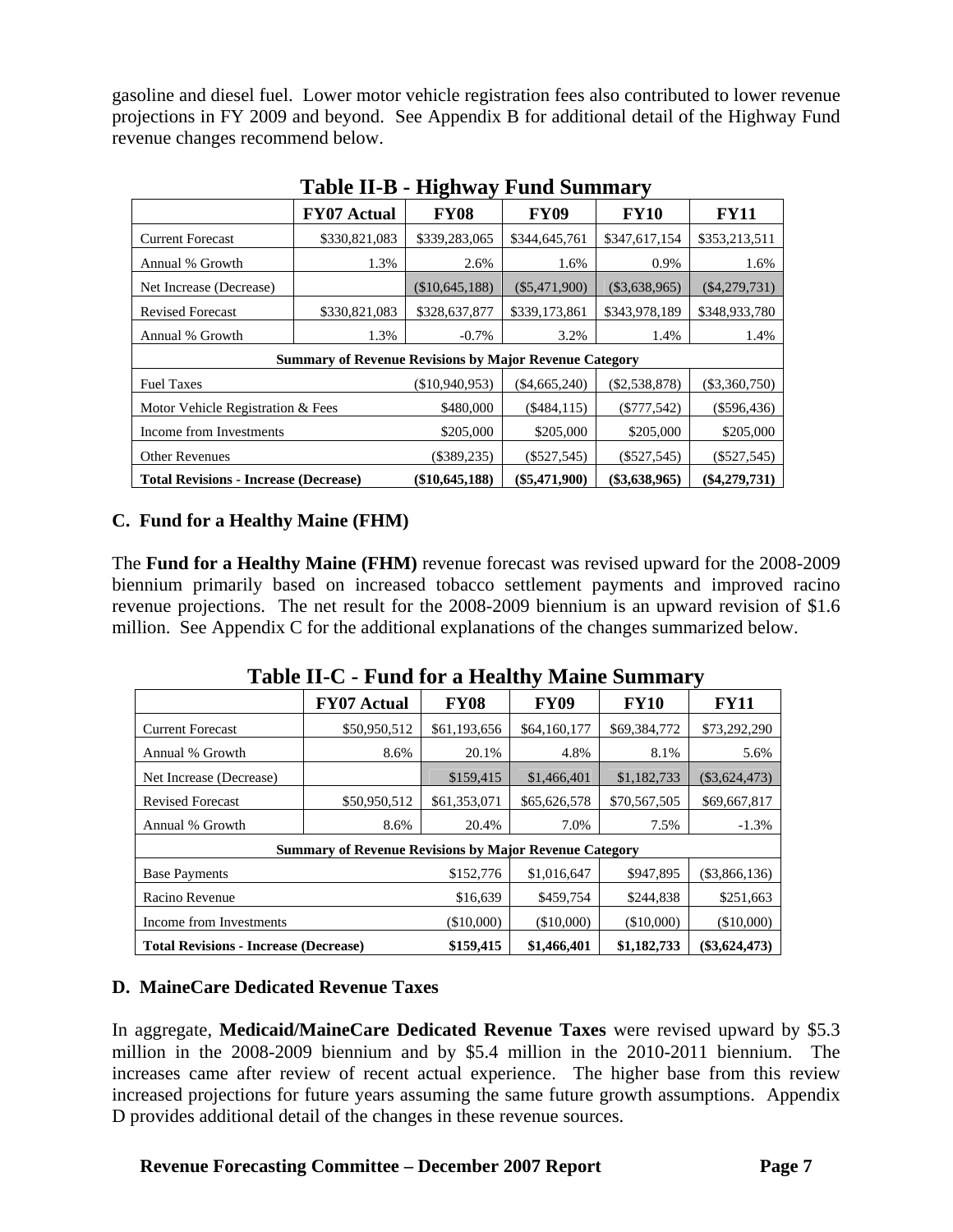gasoline and diesel fuel. Lower motor vehicle registration fees also contributed to lower revenue projections in FY 2009 and beyond. See Appendix B for additional detail of the Highway Fund revenue changes recommend below.

**Table II-B - Highway Fund Summary**

| | FY07 Actual | FY08 | FY09 | FY10 | FY11 |
|---|---|---|---|---|---|
| Current Forecast | $330,821,083 | $339,283,065 | $344,645,761 | $347,617,154 | $353,213,511 |
| Annual % Growth | 1.3% | 2.6% | 1.6% | 0.9% | 1.6% |
| Net Increase (Decrease) | | ($10,645,188) | ($5,471,900) | ($3,638,965) | ($4,279,731) |
| Revised Forecast | $330,821,083 | $328,637,877 | $339,173,861 | $343,978,189 | $348,933,780 |
| Annual % Growth | 1.3% | -0.7% | 3.2% | 1.4% | 1.4% |
| **Summary of Revenue Revisions by Major Revenue Category** | | | | | |
| Fuel Taxes | | ($10,940,953) | ($4,665,240) | ($2,538,878) | ($3,360,750) |
| Motor Vehicle Registration & Fees | | $480,000 | ($484,115) | ($777,542) | ($596,436) |
| Income from Investments | | $205,000 | $205,000 | $205,000 | $205,000 |
| Other Revenues | | ($389,235) | ($527,545) | ($527,545) | ($527,545) |
| **Total Revisions - Increase (Decrease)** | | **($10,645,188)** | **($5,471,900)** | **($3,638,965)** | **($4,279,731)** |

### C. Fund for a Healthy Maine (FHM)

The **Fund for a Healthy Maine (FHM)** revenue forecast was revised upward for the 2008-2009 biennium primarily based on increased tobacco settlement payments and improved racino revenue projections. The net result for the 2008-2009 biennium is an upward revision of $1.6 million. See Appendix C for the additional explanations of the changes summarized below.

**Table II-C - Fund for a Healthy Maine Summary**

| | FY07 Actual | FY08 | FY09 | FY10 | FY11 |
|---|---|---|---|---|---|
| Current Forecast | $50,950,512 | $61,193,656 | $64,160,177 | $69,384,772 | $73,292,290 |
| Annual % Growth | 8.6% | 20.1% | 4.8% | 8.1% | 5.6% |
| Net Increase (Decrease) | | $159,415 | $1,466,401 | $1,182,733 | ($3,624,473) |
| Revised Forecast | $50,950,512 | $61,353,071 | $65,626,578 | $70,567,505 | $69,667,817 |
| Annual % Growth | 8.6% | 20.4% | 7.0% | 7.5% | -1.3% |
| **Summary of Revenue Revisions by Major Revenue Category** | | | | | |
| Base Payments | | $152,776 | $1,016,647 | $947,895 | ($3,866,136) |
| Racino Revenue | | $16,639 | $459,754 | $244,838 | $251,663 |
| Income from Investments | | ($10,000) | ($10,000) | ($10,000) | ($10,000) |
| **Total Revisions - Increase (Decrease)** | | **$159,415** | **$1,466,401** | **$1,182,733** | **($3,624,473)** |

### D. MaineCare Dedicated Revenue Taxes

In aggregate, **Medicaid/MaineCare Dedicated Revenue Taxes** were revised upward by $5.3 million in the 2008-2009 biennium and by $5.4 million in the 2010-2011 biennium. The increases came after review of recent actual experience. The higher base from this review increased projections for future years assuming the same future growth assumptions. Appendix D provides additional detail of the changes in these revenue sources.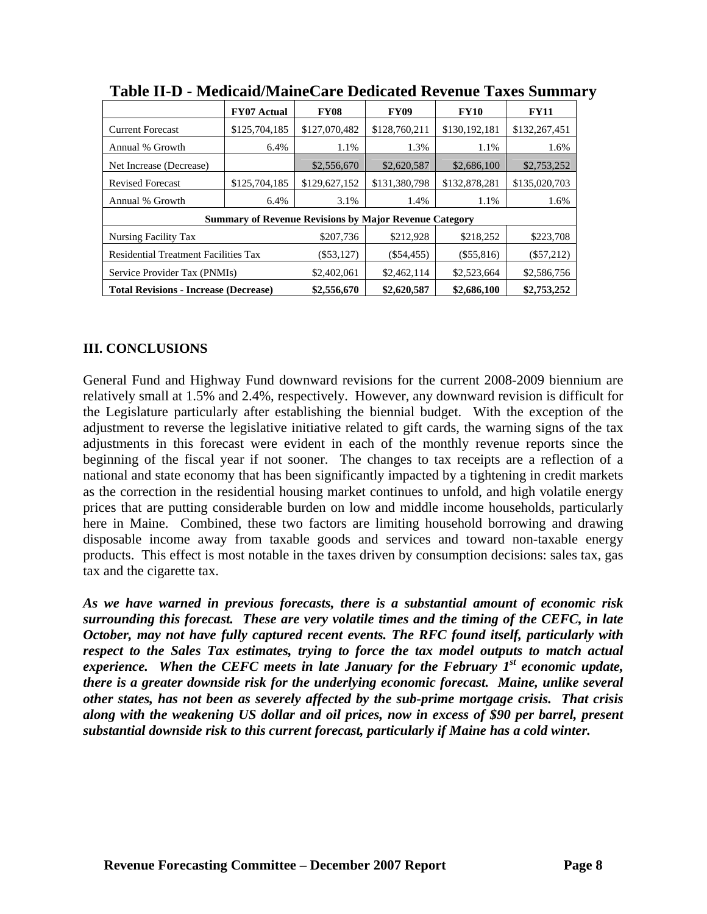## Table II-D - Medicaid/MaineCare Dedicated Revenue Taxes Summary

| | FY07 Actual | FY08 | FY09 | FY10 | FY11 |
|---|---|---|---|---|---|
| Current Forecast | $125,704,185 | $127,070,482 | $128,760,211 | $130,192,181 | $132,267,451 |
| Annual % Growth | 6.4% | 1.1% | 1.3% | 1.1% | 1.6% |
| Net Increase (Decrease) | | $2,556,670 | $2,620,587 | $2,686,100 | $2,753,252 |
| Revised Forecast | $125,704,185 | $129,627,152 | $131,380,798 | $132,878,281 | $135,020,703 |
| Annual % Growth | 6.4% | 3.1% | 1.4% | 1.1% | 1.6% |
| **Summary of Revenue Revisions by Major Revenue Category** | | | | | |
| Nursing Facility Tax | | $207,736 | $212,928 | $218,252 | $223,708 |
| Residential Treatment Facilities Tax | | ($53,127) | ($54,455) | ($55,816) | ($57,212) |
| Service Provider Tax (PNMIs) | | $2,402,061 | $2,462,114 | $2,523,664 | $2,586,756 |
| **Total Revisions - Increase (Decrease)** | | **$2,556,670** | **$2,620,587** | **$2,686,100** | **$2,753,252** |

## III. CONCLUSIONS

General Fund and Highway Fund downward revisions for the current 2008-2009 biennium are relatively small at 1.5% and 2.4%, respectively. However, any downward revision is difficult for the Legislature particularly after establishing the biennial budget. With the exception of the adjustment to reverse the legislative initiative related to gift cards, the warning signs of the tax adjustments in this forecast were evident in each of the monthly revenue reports since the beginning of the fiscal year if not sooner. The changes to tax receipts are a reflection of a national and state economy that has been significantly impacted by a tightening in credit markets as the correction in the residential housing market continues to unfold, and high volatile energy prices that are putting considerable burden on low and middle income households, particularly here in Maine. Combined, these two factors are limiting household borrowing and drawing disposable income away from taxable goods and services and toward non-taxable energy products. This effect is most notable in the taxes driven by consumption decisions: sales tax, gas tax and the cigarette tax.

***As we have warned in previous forecasts, there is a substantial amount of economic risk surrounding this forecast. These are very volatile times and the timing of the CEFC, in late October, may not have fully captured recent events. The RFC found itself, particularly with respect to the Sales Tax estimates, trying to force the tax model outputs to match actual experience. When the CEFC meets in late January for the February 1st economic update, there is a greater downside risk for the underlying economic forecast. Maine, unlike several other states, has not been as severely affected by the sub-prime mortgage crisis. That crisis along with the weakening US dollar and oil prices, now in excess of $90 per barrel, present substantial downside risk to this current forecast, particularly if Maine has a cold winter.***